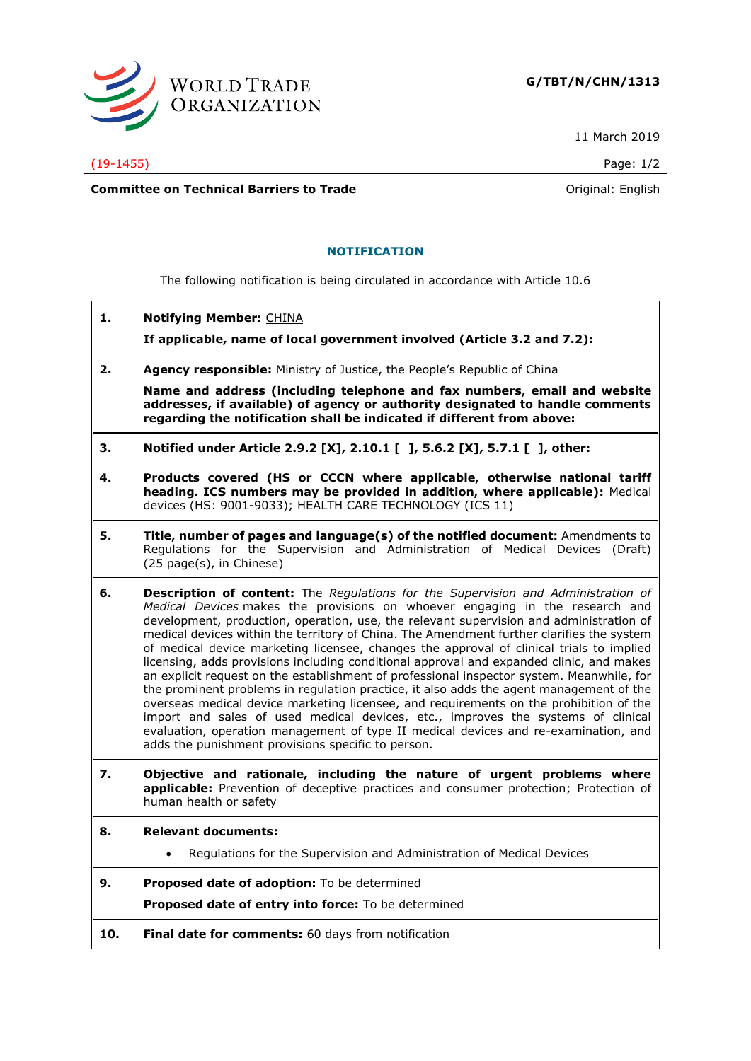**G/TBT/N/CHN/1313**

11 March 2019

(19-1455)

**Committee on Technical Barriers to Trade**

Original: English

## NOTIFICATION

The following notification is being circulated in accordance with Article 10.6

**1. Notifying Member:** CHINA

**If applicable, name of local government involved (Article 3.2 and 7.2):**

**2. Agency responsible:** Ministry of Justice, the People's Republic of China

**Name and address (including telephone and fax numbers, email and website addresses, if available) of agency or authority designated to handle comments regarding the notification shall be indicated if different from above:**

**3. Notified under Article 2.9.2 [X], 2.10.1 [ ], 5.6.2 [X], 5.7.1 [ ], other:**

**4. Products covered (HS or CCCN where applicable, otherwise national tariff heading. ICS numbers may be provided in addition, where applicable):** Medical devices (HS: 9001-9033); HEALTH CARE TECHNOLOGY (ICS 11)

**5. Title, number of pages and language(s) of the notified document:** Amendments to Regulations for the Supervision and Administration of Medical Devices (Draft) (25 page(s), in Chinese)

**6. Description of content:** The *Regulations for the Supervision and Administration of Medical Devices* makes the provisions on whoever engaging in the research and development, production, operation, use, the relevant supervision and administration of medical devices within the territory of China. The Amendment further clarifies the system of medical device marketing licensee, changes the approval of clinical trials to implied licensing, adds provisions including conditional approval and expanded clinic, and makes an explicit request on the establishment of professional inspector system. Meanwhile, for the prominent problems in regulation practice, it also adds the agent management of the overseas medical device marketing licensee, and requirements on the prohibition of the import and sales of used medical devices, etc., improves the systems of clinical evaluation, operation management of type II medical devices and re-examination, and adds the punishment provisions specific to person.

**7. Objective and rationale, including the nature of urgent problems where applicable:** Prevention of deceptive practices and consumer protection; Protection of human health or safety

**8. Relevant documents:**

- Regulations for the Supervision and Administration of Medical Devices

**9. Proposed date of adoption:** To be determined

**Proposed date of entry into force:** To be determined

**10. Final date for comments:** 60 days from notification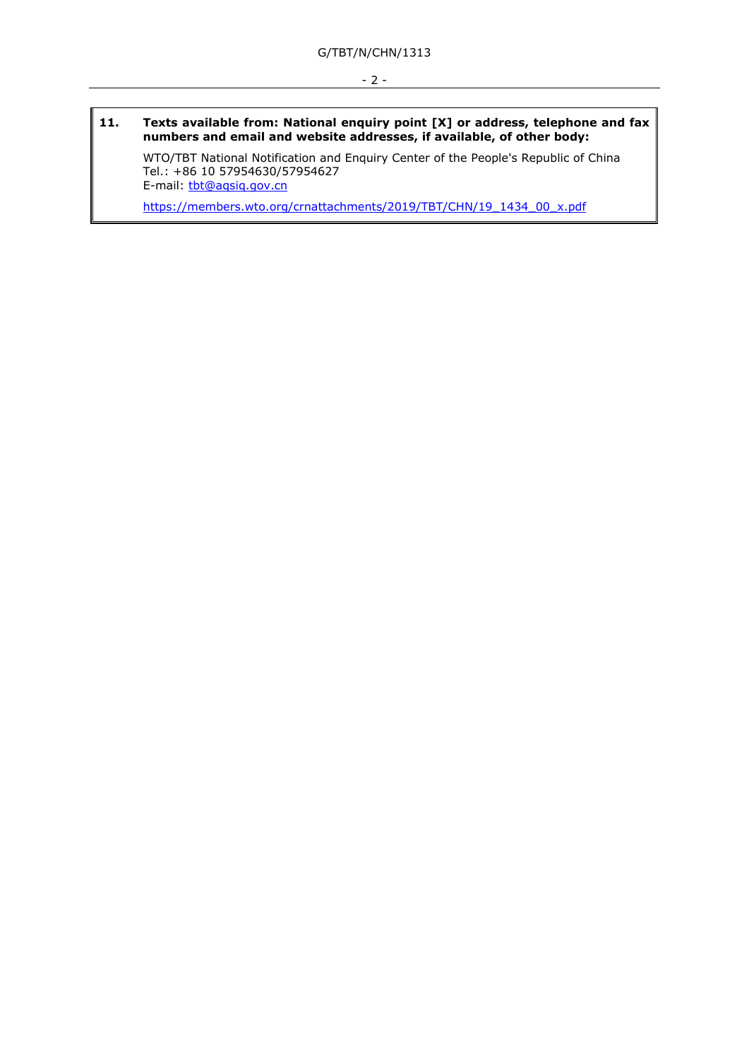**11. Texts available from: National enquiry point [X] or address, telephone and fax numbers and email and website addresses, if available, of other body:**

WTO/TBT National Notification and Enquiry Center of the People's Republic of China
Tel.: +86 10 57954630/57954627
E-mail: tbt@aqsiq.gov.cn

https://members.wto.org/crnattachments/2019/TBT/CHN/19_1434_00_x.pdf